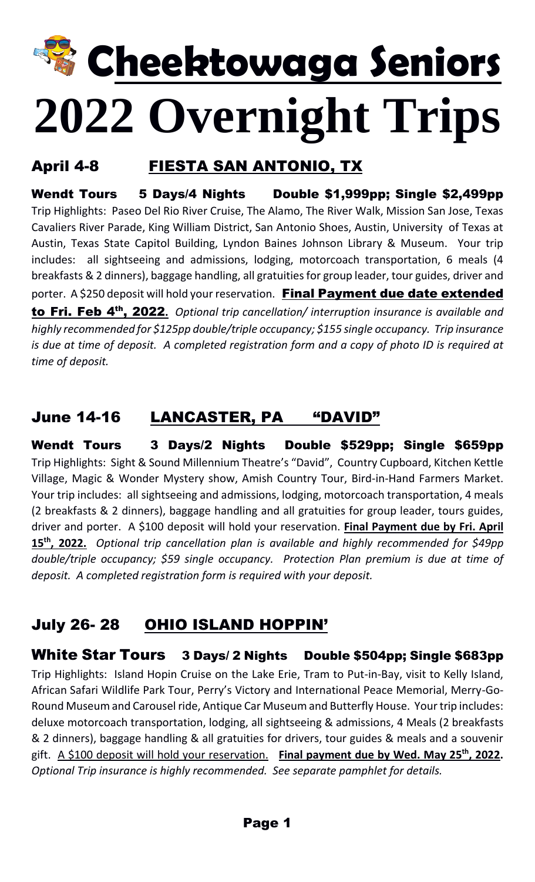# Cheektowaga Seniors

# 2022 Overnight Trips

## April 4-8 FIESTA SAN ANTONIO, TX

**Wendt Tours 5 Days/4 Nights Double $1,999pp; Single $2,499pp**

Trip Highlights: Paseo Del Rio River Cruise, The Alamo, The River Walk, Mission San Jose, Texas Cavaliers River Parade, King William District, San Antonio Shoes, Austin, University of Texas at Austin, Texas State Capitol Building, Lyndon Baines Johnson Library & Museum. Your trip includes: all sightseeing and admissions, lodging, motorcoach transportation, 6 meals (4 breakfasts & 2 dinners), baggage handling, all gratuities for group leader, tour guides, driver and porter. A $250 deposit will hold your reservation. **Final Payment due date extended to Fri. Feb 4th, 2022.** *Optional trip cancellation/ interruption insurance is available and highly recommended for $125pp double/triple occupancy; $155 single occupancy. Trip insurance is due at time of deposit. A completed registration form and a copy of photo ID is required at time of deposit.*

## June 14-16 LANCASTER, PA "DAVID"

**Wendt Tours 3 Days/2 Nights Double $529pp; Single $659pp**

Trip Highlights: Sight & Sound Millennium Theatre's "David", Country Cupboard, Kitchen Kettle Village, Magic & Wonder Mystery show, Amish Country Tour, Bird-in-Hand Farmers Market. Your trip includes: all sightseeing and admissions, lodging, motorcoach transportation, 4 meals (2 breakfasts & 2 dinners), baggage handling and all gratuities for group leader, tours guides, driver and porter. A $100 deposit will hold your reservation. **Final Payment due by Fri. April 15th, 2022.** *Optional trip cancellation plan is available and highly recommended for $49pp double/triple occupancy; $59 single occupancy. Protection Plan premium is due at time of deposit. A completed registration form is required with your deposit.*

## July 26- 28 OHIO ISLAND HOPPIN'

**White Star Tours 3 Days/ 2 Nights Double $504pp; Single $683pp**

Trip Highlights: Island Hopin Cruise on the Lake Erie, Tram to Put-in-Bay, visit to Kelly Island, African Safari Wildlife Park Tour, Perry's Victory and International Peace Memorial, Merry-Go-Round Museum and Carousel ride, Antique Car Museum and Butterfly House. Your trip includes: deluxe motorcoach transportation, lodging, all sightseeing & admissions, 4 Meals (2 breakfasts & 2 dinners), baggage handling & all gratuities for drivers, tour guides & meals and a souvenir gift. A $100 deposit will hold your reservation. **Final payment due by Wed. May 25th, 2022.** *Optional Trip insurance is highly recommended. See separate pamphlet for details.*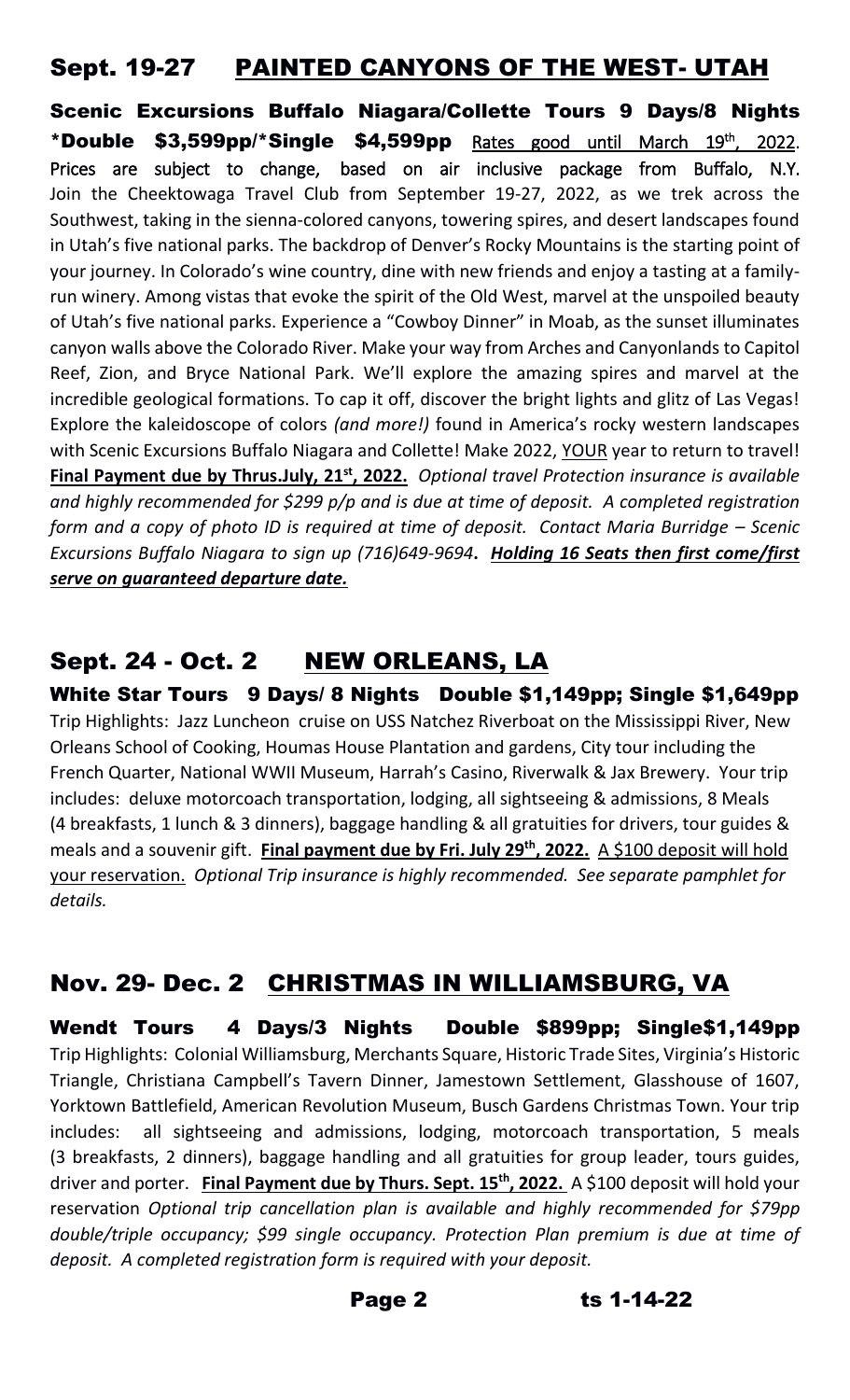## Sept. 19-27 PAINTED CANYONS OF THE WEST- UTAH

**Scenic Excursions Buffalo Niagara/Collette Tours 9 Days/8 Nights *Double $3,599pp/*Single $4,599pp** Rates good until March 19th, 2022. Prices are subject to change, based on air inclusive package from Buffalo, N.Y. Join the Cheektowaga Travel Club from September 19-27, 2022, as we trek across the Southwest, taking in the sienna-colored canyons, towering spires, and desert landscapes found in Utah's five national parks. The backdrop of Denver's Rocky Mountains is the starting point of your journey. In Colorado's wine country, dine with new friends and enjoy a tasting at a family-run winery. Among vistas that evoke the spirit of the Old West, marvel at the unspoiled beauty of Utah's five national parks. Experience a "Cowboy Dinner" in Moab, as the sunset illuminates canyon walls above the Colorado River. Make your way from Arches and Canyonlands to Capitol Reef, Zion, and Bryce National Park. We'll explore the amazing spires and marvel at the incredible geological formations. To cap it off, discover the bright lights and glitz of Las Vegas! Explore the kaleidoscope of colors *(and more!)* found in America's rocky western landscapes with Scenic Excursions Buffalo Niagara and Collette! Make 2022, YOUR year to return to travel! **Final Payment due by Thrus.July, 21st, 2022.** *Optional travel Protection insurance is available and highly recommended for $299 p/p and is due at time of deposit. A completed registration form and a copy of photo ID is required at time of deposit. Contact Maria Burridge – Scenic Excursions Buffalo Niagara to sign up (716)649-9694.* ***Holding 16 Seats then first come/first serve on guaranteed departure date.***

## Sept. 24 - Oct. 2 NEW ORLEANS, LA

**White Star Tours 9 Days/ 8 Nights Double $1,149pp; Single $1,649pp**
Trip Highlights: Jazz Luncheon cruise on USS Natchez Riverboat on the Mississippi River, New Orleans School of Cooking, Houmas House Plantation and gardens, City tour including the French Quarter, National WWII Museum, Harrah's Casino, Riverwalk & Jax Brewery. Your trip includes: deluxe motorcoach transportation, lodging, all sightseeing & admissions, 8 Meals (4 breakfasts, 1 lunch & 3 dinners), baggage handling & all gratuities for drivers, tour guides & meals and a souvenir gift. **Final payment due by Fri. July 29th, 2022.** A $100 deposit will hold your reservation. *Optional Trip insurance is highly recommended. See separate pamphlet for details.*

## Nov. 29- Dec. 2 CHRISTMAS IN WILLIAMSBURG, VA

**Wendt Tours 4 Days/3 Nights Double $899pp; Single$1,149pp**
Trip Highlights: Colonial Williamsburg, Merchants Square, Historic Trade Sites, Virginia's Historic Triangle, Christiana Campbell's Tavern Dinner, Jamestown Settlement, Glasshouse of 1607, Yorktown Battlefield, American Revolution Museum, Busch Gardens Christmas Town. Your trip includes: all sightseeing and admissions, lodging, motorcoach transportation, 5 meals (3 breakfasts, 2 dinners), baggage handling and all gratuities for group leader, tours guides, driver and porter. **Final Payment due by Thurs. Sept. 15th, 2022.** A $100 deposit will hold your reservation *Optional trip cancellation plan is available and highly recommended for $79pp double/triple occupancy; $99 single occupancy. Protection Plan premium is due at time of deposit. A completed registration form is required with your deposit.*

ts 1-14-22